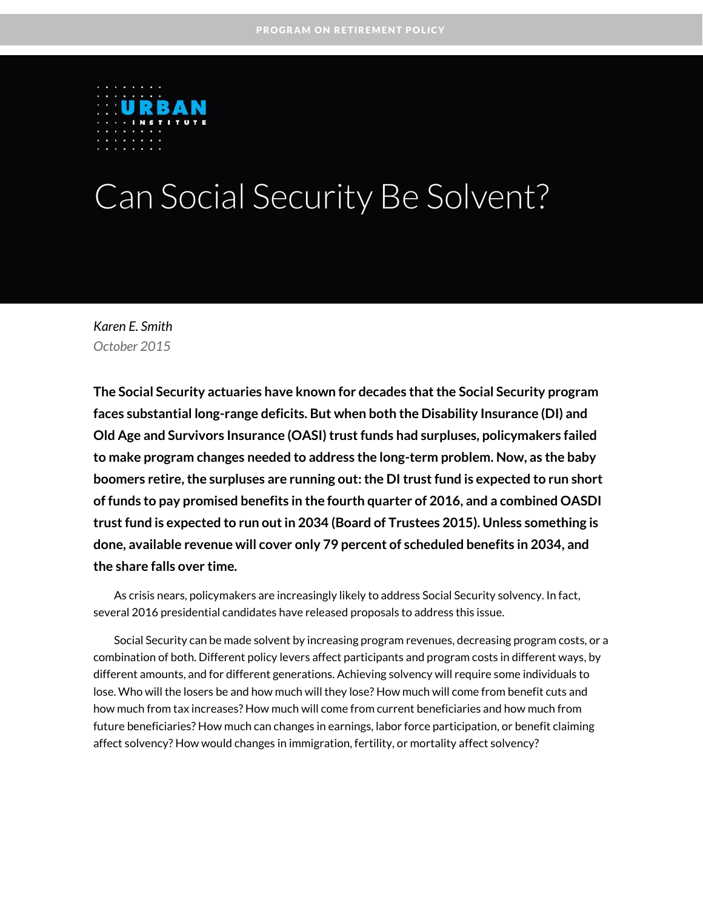PROGRAM ON RETIREMENT POLICY

URBAN INSTITUTE

# Can Social Security Be Solvent?

*Karen E. Smith*

*October 2015*

**The Social Security actuaries have known for decades that the Social Security program faces substantial long-range deficits. But when both the Disability Insurance (DI) and Old Age and Survivors Insurance (OASI) trust funds had surpluses, policymakers failed to make program changes needed to address the long-term problem. Now, as the baby boomers retire, the surpluses are running out: the DI trust fund is expected to run short of funds to pay promised benefits in the fourth quarter of 2016, and a combined OASDI trust fund is expected to run out in 2034 (Board of Trustees 2015). Unless something is done, available revenue will cover only 79 percent of scheduled benefits in 2034, and the share falls over time.**

As crisis nears, policymakers are increasingly likely to address Social Security solvency. In fact, several 2016 presidential candidates have released proposals to address this issue.

Social Security can be made solvent by increasing program revenues, decreasing program costs, or a combination of both. Different policy levers affect participants and program costs in different ways, by different amounts, and for different generations. Achieving solvency will require some individuals to lose. Who will the losers be and how much will they lose? How much will come from benefit cuts and how much from tax increases? How much will come from current beneficiaries and how much from future beneficiaries? How much can changes in earnings, labor force participation, or benefit claiming affect solvency? How would changes in immigration, fertility, or mortality affect solvency?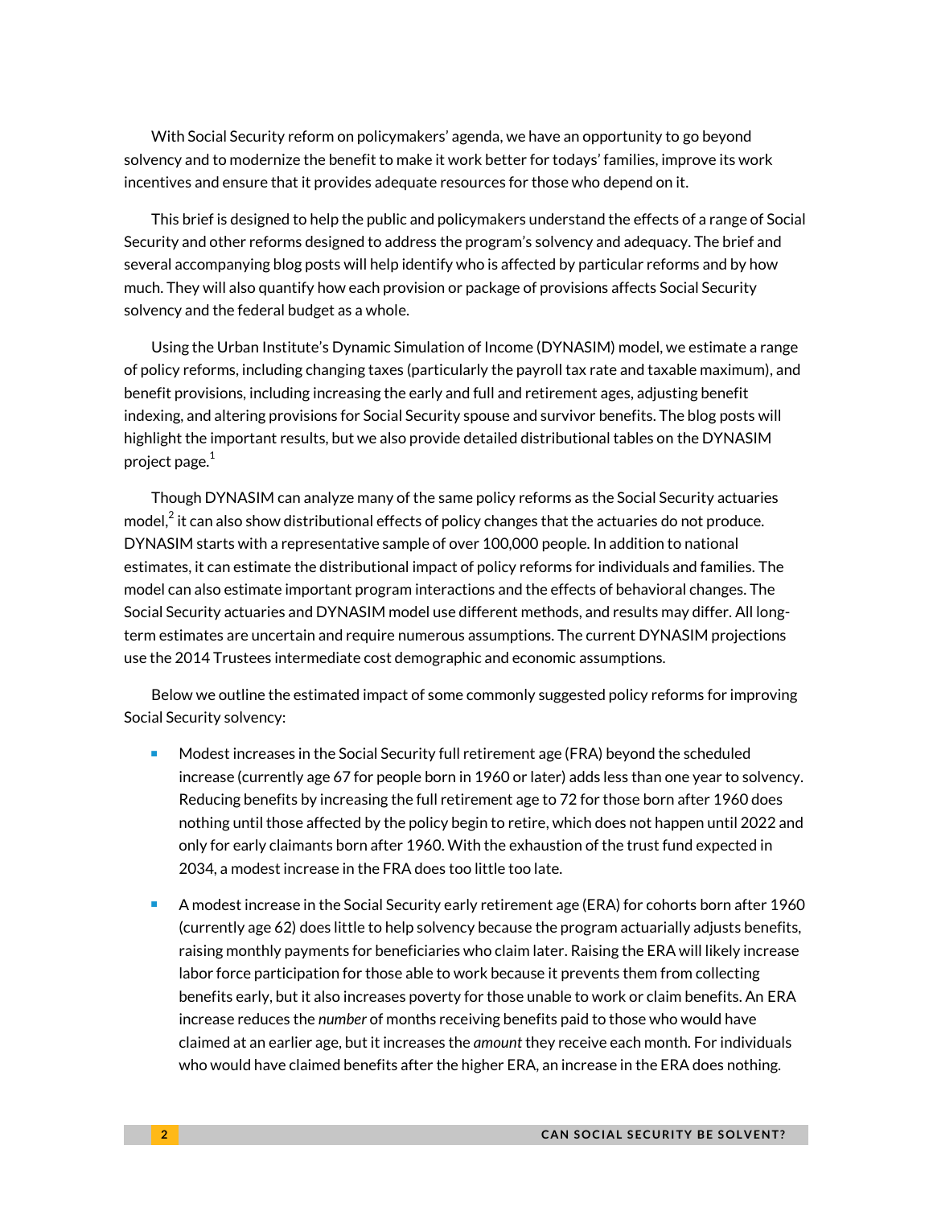With Social Security reform on policymakers' agenda, we have an opportunity to go beyond solvency and to modernize the benefit to make it work better for todays' families, improve its work incentives and ensure that it provides adequate resources for those who depend on it.

This brief is designed to help the public and policymakers understand the effects of a range of Social Security and other reforms designed to address the program's solvency and adequacy. The brief and several accompanying blog posts will help identify who is affected by particular reforms and by how much. They will also quantify how each provision or package of provisions affects Social Security solvency and the federal budget as a whole.

Using the Urban Institute's Dynamic Simulation of Income (DYNASIM) model, we estimate a range of policy reforms, including changing taxes (particularly the payroll tax rate and taxable maximum), and benefit provisions, including increasing the early and full and retirement ages, adjusting benefit indexing, and altering provisions for Social Security spouse and survivor benefits. The blog posts will highlight the important results, but we also provide detailed distributional tables on the DYNASIM project page.[1]

Though DYNASIM can analyze many of the same policy reforms as the Social Security actuaries model,[2] it can also show distributional effects of policy changes that the actuaries do not produce. DYNASIM starts with a representative sample of over 100,000 people. In addition to national estimates, it can estimate the distributional impact of policy reforms for individuals and families. The model can also estimate important program interactions and the effects of behavioral changes. The Social Security actuaries and DYNASIM model use different methods, and results may differ. All long-term estimates are uncertain and require numerous assumptions. The current DYNASIM projections use the 2014 Trustees intermediate cost demographic and economic assumptions.

Below we outline the estimated impact of some commonly suggested policy reforms for improving Social Security solvency:

- Modest increases in the Social Security full retirement age (FRA) beyond the scheduled increase (currently age 67 for people born in 1960 or later) adds less than one year to solvency. Reducing benefits by increasing the full retirement age to 72 for those born after 1960 does nothing until those affected by the policy begin to retire, which does not happen until 2022 and only for early claimants born after 1960. With the exhaustion of the trust fund expected in 2034, a modest increase in the FRA does too little too late.
- A modest increase in the Social Security early retirement age (ERA) for cohorts born after 1960 (currently age 62) does little to help solvency because the program actuarially adjusts benefits, raising monthly payments for beneficiaries who claim later. Raising the ERA will likely increase labor force participation for those able to work because it prevents them from collecting benefits early, but it also increases poverty for those unable to work or claim benefits. An ERA increase reduces the *number* of months receiving benefits paid to those who would have claimed at an earlier age, but it increases the *amount* they receive each month. For individuals who would have claimed benefits after the higher ERA, an increase in the ERA does nothing.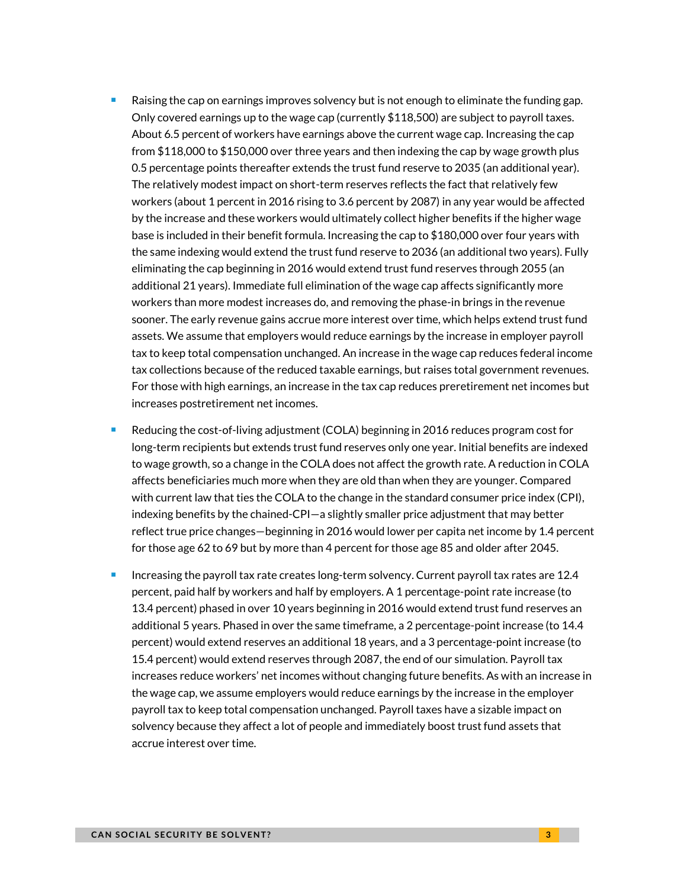- Raising the cap on earnings improves solvency but is not enough to eliminate the funding gap. Only covered earnings up to the wage cap (currently $118,500) are subject to payroll taxes. About 6.5 percent of workers have earnings above the current wage cap. Increasing the cap from $118,000 to $150,000 over three years and then indexing the cap by wage growth plus 0.5 percentage points thereafter extends the trust fund reserve to 2035 (an additional year). The relatively modest impact on short-term reserves reflects the fact that relatively few workers (about 1 percent in 2016 rising to 3.6 percent by 2087) in any year would be affected by the increase and these workers would ultimately collect higher benefits if the higher wage base is included in their benefit formula. Increasing the cap to $180,000 over four years with the same indexing would extend the trust fund reserve to 2036 (an additional two years). Fully eliminating the cap beginning in 2016 would extend trust fund reserves through 2055 (an additional 21 years). Immediate full elimination of the wage cap affects significantly more workers than more modest increases do, and removing the phase-in brings in the revenue sooner. The early revenue gains accrue more interest over time, which helps extend trust fund assets. We assume that employers would reduce earnings by the increase in employer payroll tax to keep total compensation unchanged. An increase in the wage cap reduces federal income tax collections because of the reduced taxable earnings, but raises total government revenues. For those with high earnings, an increase in the tax cap reduces preretirement net incomes but increases postretirement net incomes.

- Reducing the cost-of-living adjustment (COLA) beginning in 2016 reduces program cost for long-term recipients but extends trust fund reserves only one year. Initial benefits are indexed to wage growth, so a change in the COLA does not affect the growth rate. A reduction in COLA affects beneficiaries much more when they are old than when they are younger. Compared with current law that ties the COLA to the change in the standard consumer price index (CPI), indexing benefits by the chained-CPI—a slightly smaller price adjustment that may better reflect true price changes—beginning in 2016 would lower per capita net income by 1.4 percent for those age 62 to 69 but by more than 4 percent for those age 85 and older after 2045.

- Increasing the payroll tax rate creates long-term solvency. Current payroll tax rates are 12.4 percent, paid half by workers and half by employers. A 1 percentage-point rate increase (to 13.4 percent) phased in over 10 years beginning in 2016 would extend trust fund reserves an additional 5 years. Phased in over the same timeframe, a 2 percentage-point increase (to 14.4 percent) would extend reserves an additional 18 years, and a 3 percentage-point increase (to 15.4 percent) would extend reserves through 2087, the end of our simulation. Payroll tax increases reduce workers' net incomes without changing future benefits. As with an increase in the wage cap, we assume employers would reduce earnings by the increase in the employer payroll tax to keep total compensation unchanged. Payroll taxes have a sizable impact on solvency because they affect a lot of people and immediately boost trust fund assets that accrue interest over time.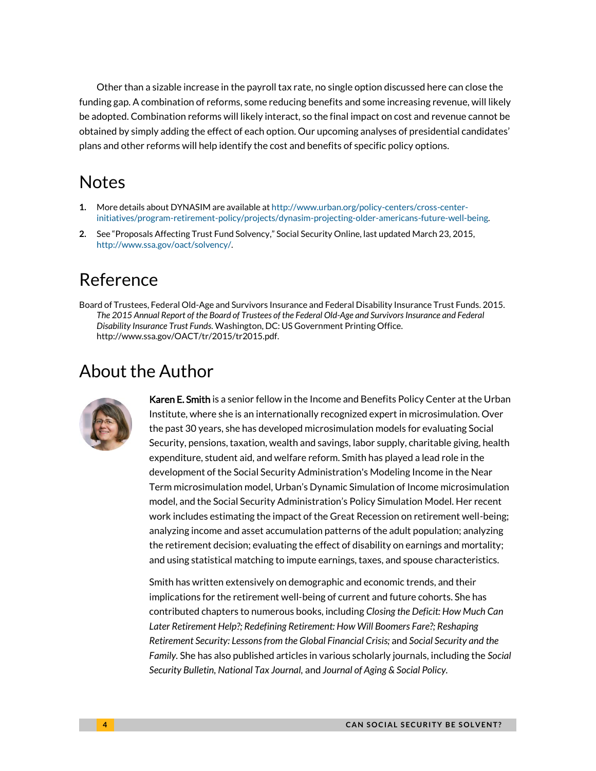Other than a sizable increase in the payroll tax rate, no single option discussed here can close the funding gap. A combination of reforms, some reducing benefits and some increasing revenue, will likely be adopted. Combination reforms will likely interact, so the final impact on cost and revenue cannot be obtained by simply adding the effect of each option. Our upcoming analyses of presidential candidates' plans and other reforms will help identify the cost and benefits of specific policy options.

## Notes

1. More details about DYNASIM are available at http://www.urban.org/policy-centers/cross-center-initiatives/program-retirement-policy/projects/dynasim-projecting-older-americans-future-well-being.
2. See "Proposals Affecting Trust Fund Solvency," Social Security Online, last updated March 23, 2015, http://www.ssa.gov/oact/solvency/.

## Reference

Board of Trustees, Federal Old-Age and Survivors Insurance and Federal Disability Insurance Trust Funds. 2015. *The 2015 Annual Report of the Board of Trustees of the Federal Old-Age and Survivors Insurance and Federal Disability Insurance Trust Funds.* Washington, DC: US Government Printing Office. http://www.ssa.gov/OACT/tr/2015/tr2015.pdf.

## About the Author

**Karen E. Smith** is a senior fellow in the Income and Benefits Policy Center at the Urban Institute, where she is an internationally recognized expert in microsimulation. Over the past 30 years, she has developed microsimulation models for evaluating Social Security, pensions, taxation, wealth and savings, labor supply, charitable giving, health expenditure, student aid, and welfare reform. Smith has played a lead role in the development of the Social Security Administration's Modeling Income in the Near Term microsimulation model, Urban's Dynamic Simulation of Income microsimulation model, and the Social Security Administration's Policy Simulation Model. Her recent work includes estimating the impact of the Great Recession on retirement well-being; analyzing income and asset accumulation patterns of the adult population; analyzing the retirement decision; evaluating the effect of disability on earnings and mortality; and using statistical matching to impute earnings, taxes, and spouse characteristics.

Smith has written extensively on demographic and economic trends, and their implications for the retirement well-being of current and future cohorts. She has contributed chapters to numerous books, including *Closing the Deficit: How Much Can Later Retirement Help?; Redefining Retirement: How Will Boomers Fare?; Reshaping Retirement Security: Lessons from the Global Financial Crisis;* and *Social Security and the Family*. She has also published articles in various scholarly journals, including the *Social Security Bulletin, National Tax Journal,* and *Journal of Aging & Social Policy*.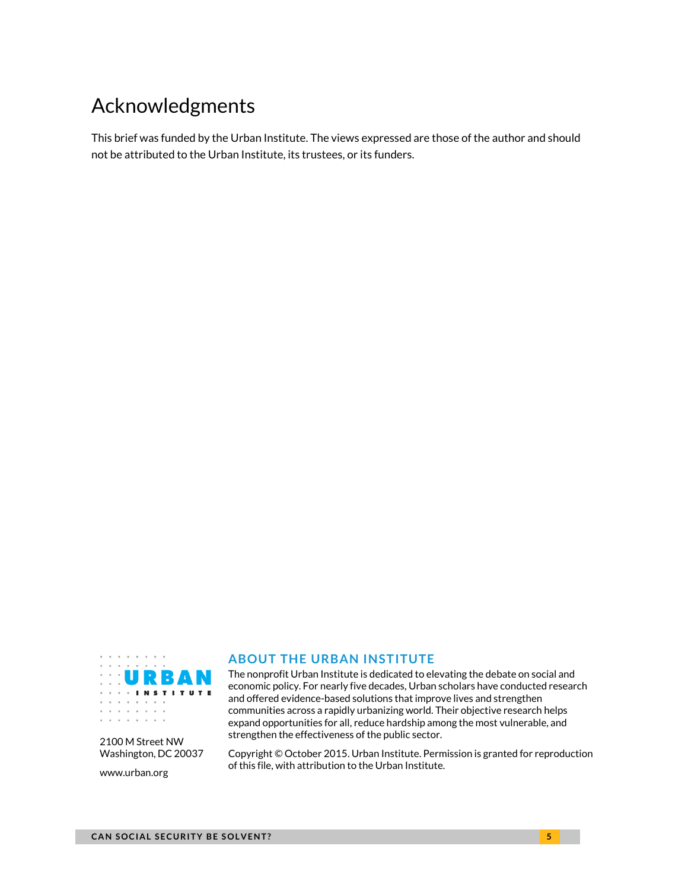# Acknowledgments

This brief was funded by the Urban Institute. The views expressed are those of the author and should not be attributed to the Urban Institute, its trustees, or its funders.

URBAN INSTITUTE

2100 M Street NW
Washington, DC 20037

www.urban.org

## ABOUT THE URBAN INSTITUTE

The nonprofit Urban Institute is dedicated to elevating the debate on social and economic policy. For nearly five decades, Urban scholars have conducted research and offered evidence-based solutions that improve lives and strengthen communities across a rapidly urbanizing world. Their objective research helps expand opportunities for all, reduce hardship among the most vulnerable, and strengthen the effectiveness of the public sector.

Copyright © October 2015. Urban Institute. Permission is granted for reproduction of this file, with attribution to the Urban Institute.